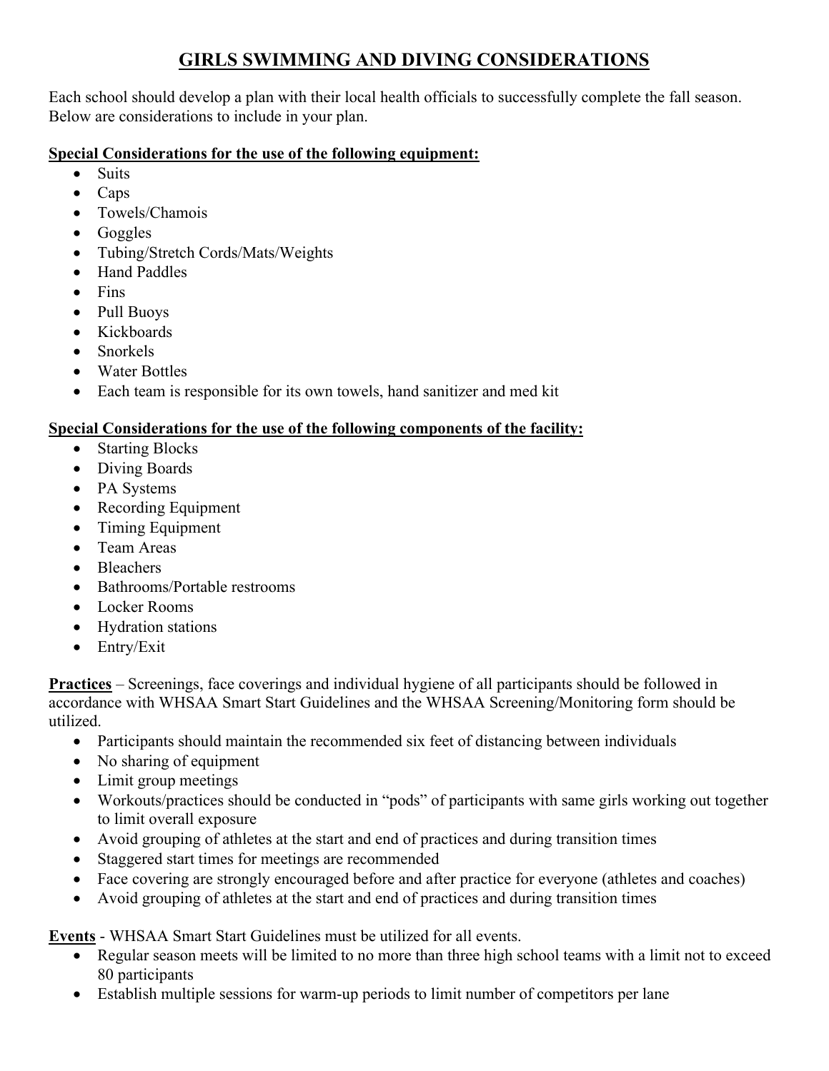# GIRLS SWIMMING AND DIVING CONSIDERATIONS

Each school should develop a plan with their local health officials to successfully complete the fall season. Below are considerations to include in your plan.

**Special Considerations for the use of the following equipment:**

- Suits
- Caps
- Towels/Chamois
- Goggles
- Tubing/Stretch Cords/Mats/Weights
- Hand Paddles
- Fins
- Pull Buoys
- Kickboards
- Snorkels
- Water Bottles
- Each team is responsible for its own towels, hand sanitizer and med kit

**Special Considerations for the use of the following components of the facility:**

- Starting Blocks
- Diving Boards
- PA Systems
- Recording Equipment
- Timing Equipment
- Team Areas
- Bleachers
- Bathrooms/Portable restrooms
- Locker Rooms
- Hydration stations
- Entry/Exit

**Practices** – Screenings, face coverings and individual hygiene of all participants should be followed in accordance with WHSAA Smart Start Guidelines and the WHSAA Screening/Monitoring form should be utilized.

- Participants should maintain the recommended six feet of distancing between individuals
- No sharing of equipment
- Limit group meetings
- Workouts/practices should be conducted in "pods" of participants with same girls working out together to limit overall exposure
- Avoid grouping of athletes at the start and end of practices and during transition times
- Staggered start times for meetings are recommended
- Face covering are strongly encouraged before and after practice for everyone (athletes and coaches)
- Avoid grouping of athletes at the start and end of practices and during transition times

**Events** - WHSAA Smart Start Guidelines must be utilized for all events.

- Regular season meets will be limited to no more than three high school teams with a limit not to exceed 80 participants
- Establish multiple sessions for warm-up periods to limit number of competitors per lane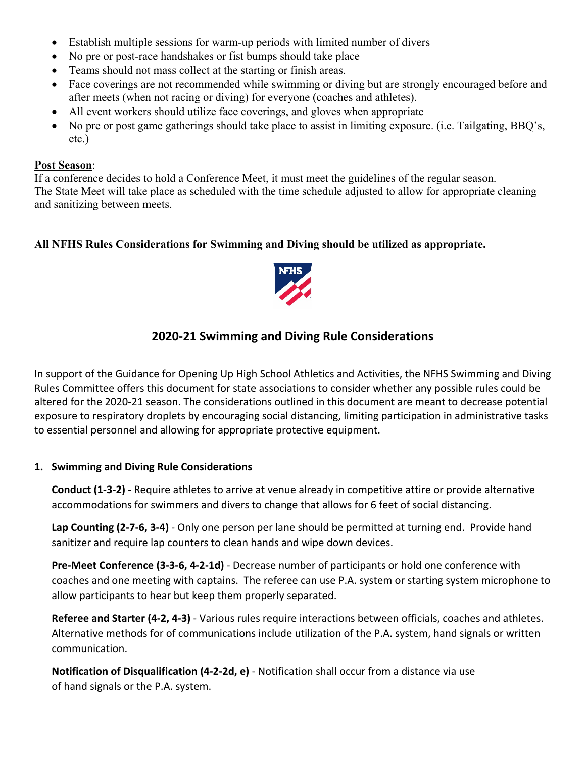- Establish multiple sessions for warm-up periods with limited number of divers
- No pre or post-race handshakes or fist bumps should take place
- Teams should not mass collect at the starting or finish areas.
- Face coverings are not recommended while swimming or diving but are strongly encouraged before and after meets (when not racing or diving) for everyone (coaches and athletes).
- All event workers should utilize face coverings, and gloves when appropriate
- No pre or post game gatherings should take place to assist in limiting exposure. (i.e. Tailgating, BBQ's, etc.)

**Post Season**:
If a conference decides to hold a Conference Meet, it must meet the guidelines of the regular season.
The State Meet will take place as scheduled with the time schedule adjusted to allow for appropriate cleaning and sanitizing between meets.

**All NFHS Rules Considerations for Swimming and Diving should be utilized as appropriate.**

## 2020-21 Swimming and Diving Rule Considerations

In support of the Guidance for Opening Up High School Athletics and Activities, the NFHS Swimming and Diving Rules Committee offers this document for state associations to consider whether any possible rules could be altered for the 2020-21 season. The considerations outlined in this document are meant to decrease potential exposure to respiratory droplets by encouraging social distancing, limiting participation in administrative tasks to essential personnel and allowing for appropriate protective equipment.

### 1. Swimming and Diving Rule Considerations

**Conduct (1-3-2)** - Require athletes to arrive at venue already in competitive attire or provide alternative accommodations for swimmers and divers to change that allows for 6 feet of social distancing.

**Lap Counting (2-7-6, 3-4)** - Only one person per lane should be permitted at turning end. Provide hand sanitizer and require lap counters to clean hands and wipe down devices.

**Pre-Meet Conference (3-3-6, 4-2-1d)** - Decrease number of participants or hold one conference with coaches and one meeting with captains. The referee can use P.A. system or starting system microphone to allow participants to hear but keep them properly separated.

**Referee and Starter (4-2, 4-3)** - Various rules require interactions between officials, coaches and athletes. Alternative methods for of communications include utilization of the P.A. system, hand signals or written communication.

**Notification of Disqualification (4-2-2d, e)** - Notification shall occur from a distance via use of hand signals or the P.A. system.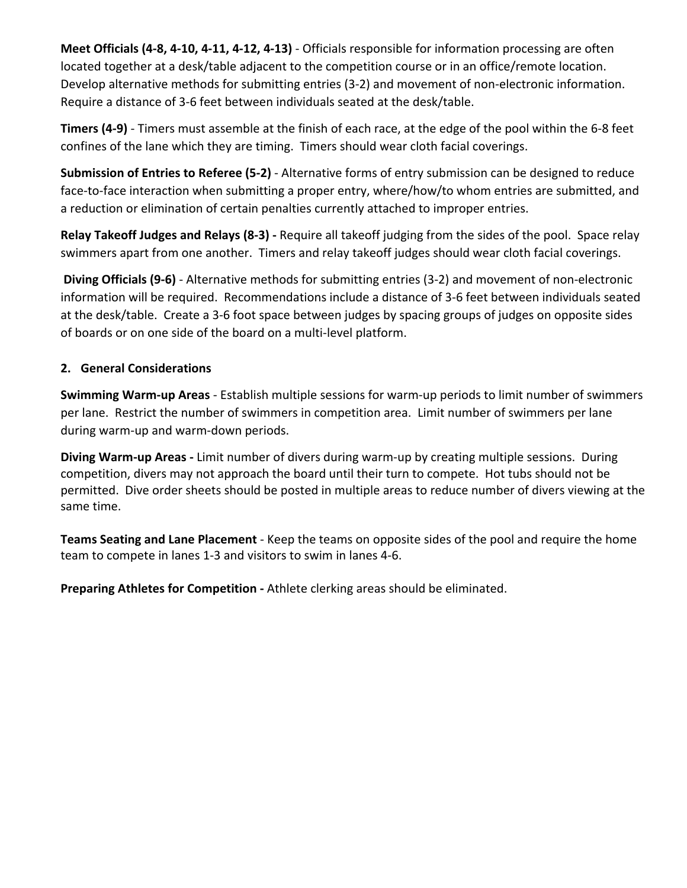**Meet Officials (4-8, 4-10, 4-11, 4-12, 4-13)** - Officials responsible for information processing are often located together at a desk/table adjacent to the competition course or in an office/remote location. Develop alternative methods for submitting entries (3-2) and movement of non-electronic information. Require a distance of 3-6 feet between individuals seated at the desk/table.

**Timers (4-9)** - Timers must assemble at the finish of each race, at the edge of the pool within the 6-8 feet confines of the lane which they are timing. Timers should wear cloth facial coverings.

**Submission of Entries to Referee (5-2)** - Alternative forms of entry submission can be designed to reduce face-to-face interaction when submitting a proper entry, where/how/to whom entries are submitted, and a reduction or elimination of certain penalties currently attached to improper entries.

**Relay Takeoff Judges and Relays (8-3) -** Require all takeoff judging from the sides of the pool. Space relay swimmers apart from one another. Timers and relay takeoff judges should wear cloth facial coverings.

**Diving Officials (9-6)** - Alternative methods for submitting entries (3-2) and movement of non-electronic information will be required. Recommendations include a distance of 3-6 feet between individuals seated at the desk/table. Create a 3-6 foot space between judges by spacing groups of judges on opposite sides of boards or on one side of the board on a multi-level platform.

## 2. General Considerations

**Swimming Warm-up Areas** - Establish multiple sessions for warm-up periods to limit number of swimmers per lane. Restrict the number of swimmers in competition area. Limit number of swimmers per lane during warm-up and warm-down periods.

**Diving Warm-up Areas -** Limit number of divers during warm-up by creating multiple sessions. During competition, divers may not approach the board until their turn to compete. Hot tubs should not be permitted. Dive order sheets should be posted in multiple areas to reduce number of divers viewing at the same time.

**Teams Seating and Lane Placement** - Keep the teams on opposite sides of the pool and require the home team to compete in lanes 1-3 and visitors to swim in lanes 4-6.

**Preparing Athletes for Competition -** Athlete clerking areas should be eliminated.